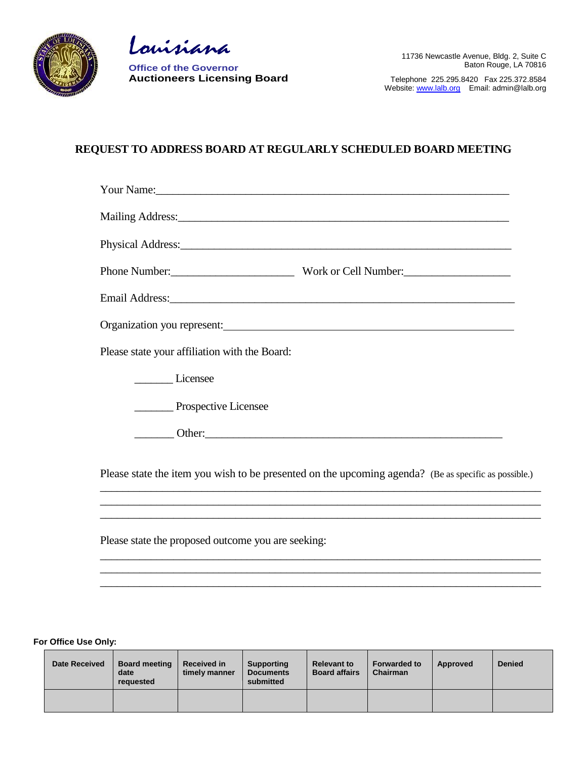**Louisiana**

**Office of the Governor**
**Auctioneers Licensing Board**

11736 Newcastle Avenue, Bldg. 2, Suite C
Baton Rouge, LA 70816

Telephone 225.295.8420 Fax 225.372.8584
Website: www.lalb.org Email: admin@lalb.org

# REQUEST TO ADDRESS BOARD AT REGULARLY SCHEDULED BOARD MEETING

Your Name:_______________________________________________________________

Mailing Address:___________________________________________________________

Physical Address:__________________________________________________________

Phone Number:_____________________ Work or Cell Number:__________________

Email Address:_____________________________________________________________

Organization you represent:__________________________________________________

Please state your affiliation with the Board:

_______ Licensee

_______ Prospective Licensee

_______ Other:______________________________________________________

Please state the item you wish to be presented on the upcoming agenda? (Be as specific as possible.)

_____________________________________________________________________________
_____________________________________________________________________________
_____________________________________________________________________________

Please state the proposed outcome you are seeking:

_____________________________________________________________________________
_____________________________________________________________________________
_____________________________________________________________________________

**For Office Use Only:**

| Date Received | Board meeting date requested | Received in timely manner | Supporting Documents submitted | Relevant to Board affairs | Forwarded to Chairman | Approved | Denied |
|---|---|---|---|---|---|---|---|
| | | | | | | | |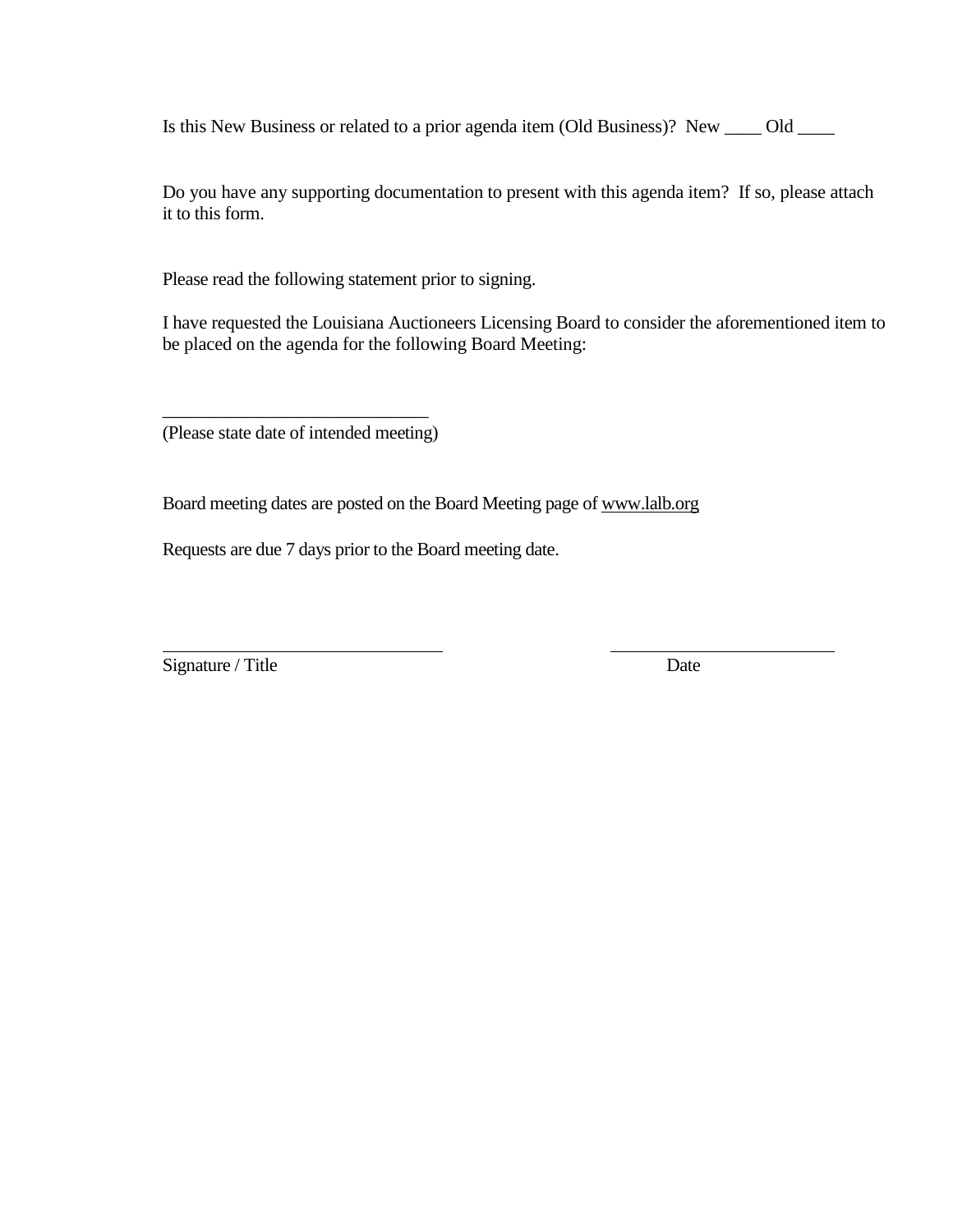Is this New Business or related to a prior agenda item (Old Business)? New ____ Old ____

Do you have any supporting documentation to present with this agenda item? If so, please attach it to this form.

Please read the following statement prior to signing.

I have requested the Louisiana Auctioneers Licensing Board to consider the aforementioned item to be placed on the agenda for the following Board Meeting:

_____________________________
(Please state date of intended meeting)

Board meeting dates are posted on the Board Meeting page of www.lalb.org

Requests are due 7 days prior to the Board meeting date.

_______________________________ _________________________

Signature / Title Date